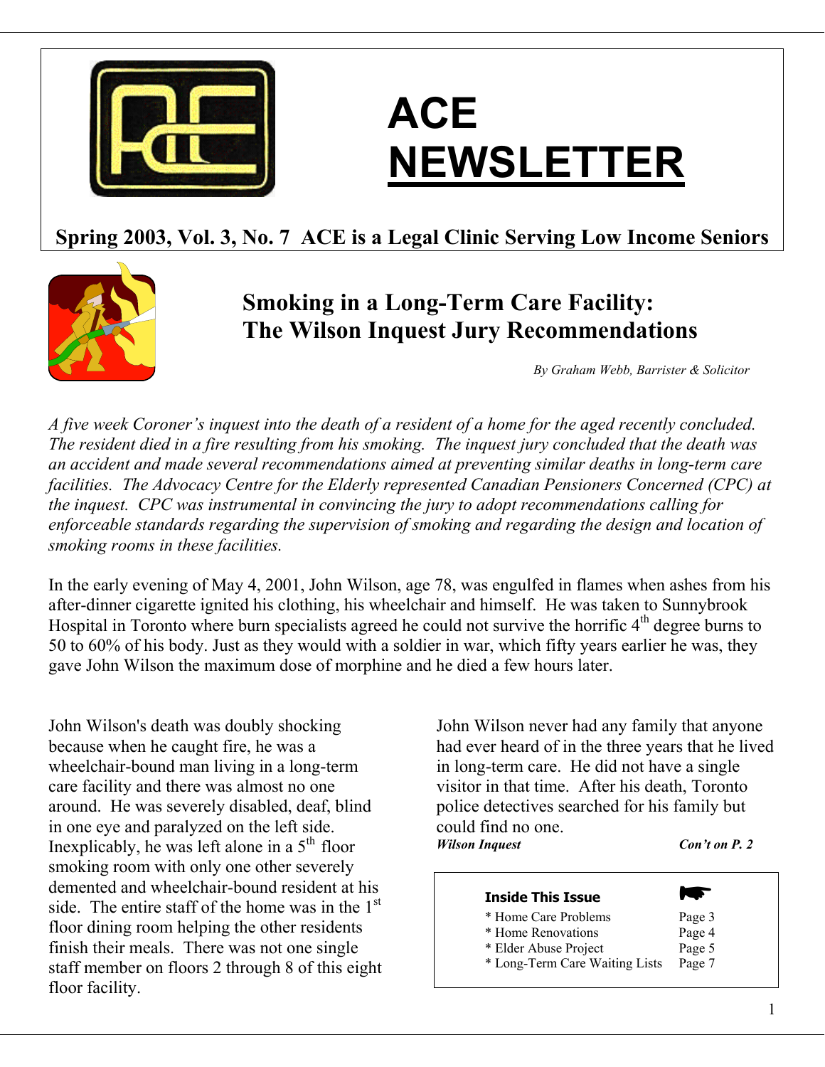# ACE NEWSLETTER

**Spring 2003, Vol. 3, No. 7 ACE is a Legal Clinic Serving Low Income Seniors**

## Smoking in a Long-Term Care Facility: The Wilson Inquest Jury Recommendations

*By Graham Webb, Barrister & Solicitor*

*A five week Coroner's inquest into the death of a resident of a home for the aged recently concluded. The resident died in a fire resulting from his smoking. The inquest jury concluded that the death was an accident and made several recommendations aimed at preventing similar deaths in long-term care facilities. The Advocacy Centre for the Elderly represented Canadian Pensioners Concerned (CPC) at the inquest. CPC was instrumental in convincing the jury to adopt recommendations calling for enforceable standards regarding the supervision of smoking and regarding the design and location of smoking rooms in these facilities.*

In the early evening of May 4, 2001, John Wilson, age 78, was engulfed in flames when ashes from his after-dinner cigarette ignited his clothing, his wheelchair and himself. He was taken to Sunnybrook Hospital in Toronto where burn specialists agreed he could not survive the horrific 4th degree burns to 50 to 60% of his body. Just as they would with a soldier in war, which fifty years earlier he was, they gave John Wilson the maximum dose of morphine and he died a few hours later.

John Wilson's death was doubly shocking because when he caught fire, he was a wheelchair-bound man living in a long-term care facility and there was almost no one around. He was severely disabled, deaf, blind in one eye and paralyzed on the left side. Inexplicably, he was left alone in a 5th floor smoking room with only one other severely demented and wheelchair-bound resident at his side. The entire staff of the home was in the 1st floor dining room helping the other residents finish their meals. There was not one single staff member on floors 2 through 8 of this eight floor facility.

John Wilson never had any family that anyone had ever heard of in the three years that he lived in long-term care. He did not have a single visitor in that time. After his death, Toronto police detectives searched for his family but could find no one.

***Wilson Inquest*** ***Con't on P. 2***

**Inside This Issue** ☛

| | |
|---|---|
| * Home Care Problems | Page 3 |
| * Home Renovations | Page 4 |
| * Elder Abuse Project | Page 5 |
| * Long-Term Care Waiting Lists | Page 7 |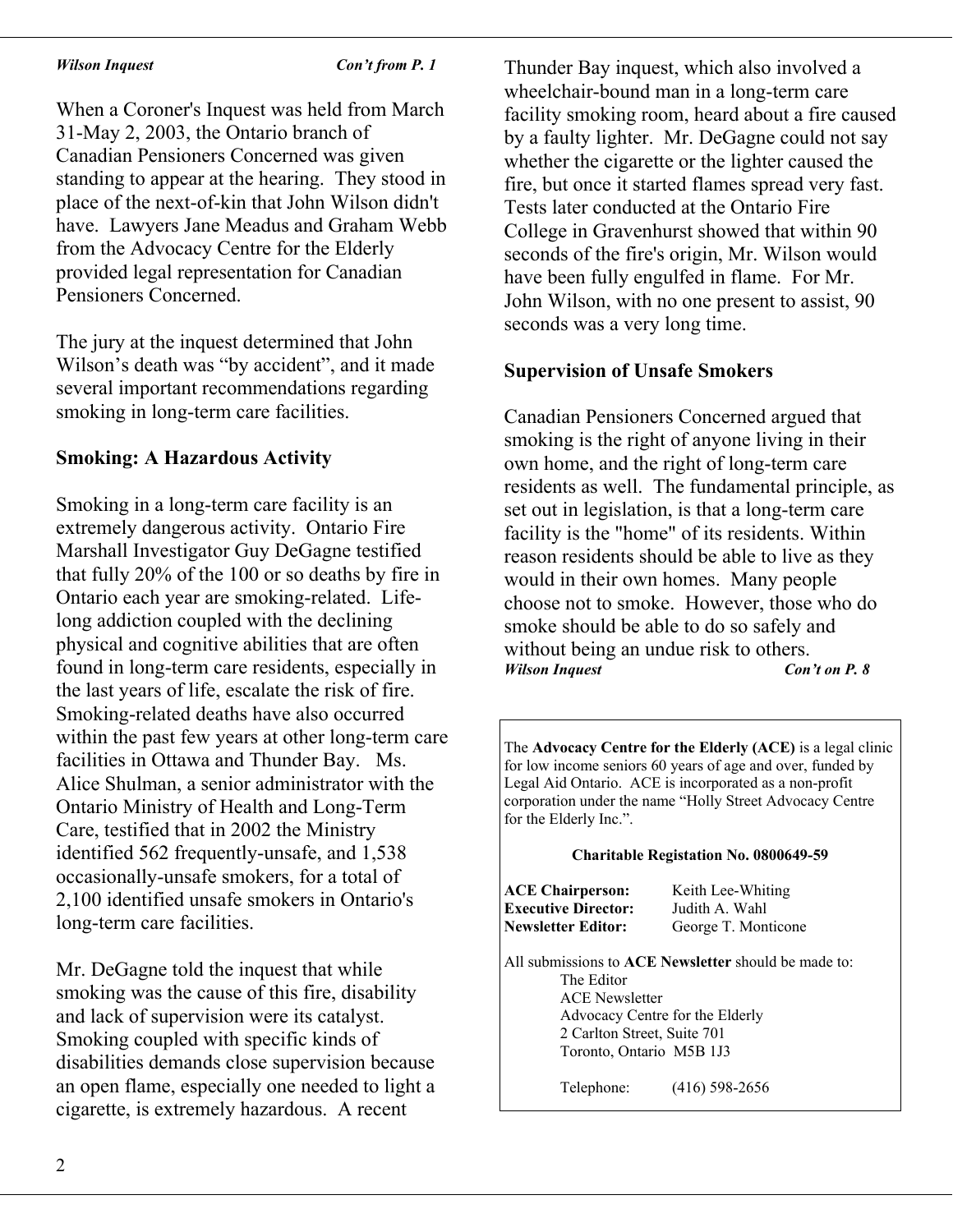*Wilson Inquest* *Con't from P. 1*

When a Coroner's Inquest was held from March 31-May 2, 2003, the Ontario branch of Canadian Pensioners Concerned was given standing to appear at the hearing. They stood in place of the next-of-kin that John Wilson didn't have. Lawyers Jane Meadus and Graham Webb from the Advocacy Centre for the Elderly provided legal representation for Canadian Pensioners Concerned.

The jury at the inquest determined that John Wilson's death was "by accident", and it made several important recommendations regarding smoking in long-term care facilities.

**Smoking: A Hazardous Activity**

Smoking in a long-term care facility is an extremely dangerous activity. Ontario Fire Marshall Investigator Guy DeGagne testified that fully 20% of the 100 or so deaths by fire in Ontario each year are smoking-related. Life-long addiction coupled with the declining physical and cognitive abilities that are often found in long-term care residents, especially in the last years of life, escalate the risk of fire. Smoking-related deaths have also occurred within the past few years at other long-term care facilities in Ottawa and Thunder Bay. Ms. Alice Shulman, a senior administrator with the Ontario Ministry of Health and Long-Term Care, testified that in 2002 the Ministry identified 562 frequently-unsafe, and 1,538 occasionally-unsafe smokers, for a total of 2,100 identified unsafe smokers in Ontario's long-term care facilities.

Mr. DeGagne told the inquest that while smoking was the cause of this fire, disability and lack of supervision were its catalyst. Smoking coupled with specific kinds of disabilities demands close supervision because an open flame, especially one needed to light a cigarette, is extremely hazardous. A recent Thunder Bay inquest, which also involved a wheelchair-bound man in a long-term care facility smoking room, heard about a fire caused by a faulty lighter. Mr. DeGagne could not say whether the cigarette or the lighter caused the fire, but once it started flames spread very fast. Tests later conducted at the Ontario Fire College in Gravenhurst showed that within 90 seconds of the fire's origin, Mr. Wilson would have been fully engulfed in flame. For Mr. John Wilson, with no one present to assist, 90 seconds was a very long time.

**Supervision of Unsafe Smokers**

Canadian Pensioners Concerned argued that smoking is the right of anyone living in their own home, and the right of long-term care residents as well. The fundamental principle, as set out in legislation, is that a long-term care facility is the "home" of its residents. Within reason residents should be able to live as they would in their own homes. Many people choose not to smoke. However, those who do smoke should be able to do so safely and without being an undue risk to others.

*Wilson Inquest* *Con't on P. 8*

---

The **Advocacy Centre for the Elderly (ACE)** is a legal clinic for low income seniors 60 years of age and over, funded by Legal Aid Ontario. ACE is incorporated as a non-profit corporation under the name "Holly Street Advocacy Centre for the Elderly Inc.".

**Charitable Registation No. 0800649-59**

**ACE Chairperson:** Keith Lee-Whiting
**Executive Director:** Judith A. Wahl
**Newsletter Editor:** George T. Monticone

All submissions to **ACE Newsletter** should be made to:

The Editor
ACE Newsletter
Advocacy Centre for the Elderly
2 Carlton Street, Suite 701
Toronto, Ontario M5B 1J3

Telephone: (416) 598-2656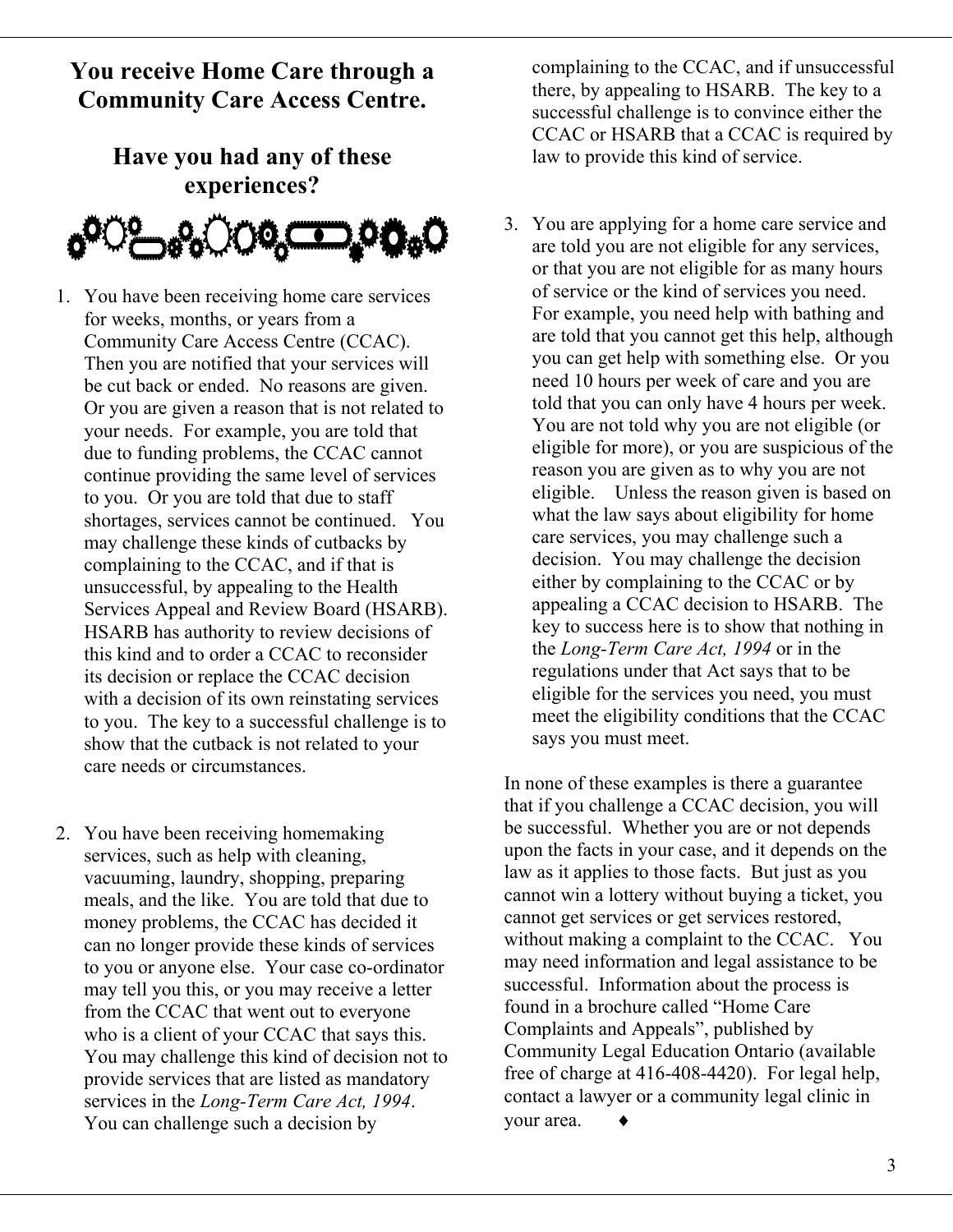## You receive Home Care through a Community Care Access Centre.

## Have you had any of these experiences?

1. You have been receiving home care services for weeks, months, or years from a Community Care Access Centre (CCAC). Then you are notified that your services will be cut back or ended. No reasons are given. Or you are given a reason that is not related to your needs. For example, you are told that due to funding problems, the CCAC cannot continue providing the same level of services to you. Or you are told that due to staff shortages, services cannot be continued. You may challenge these kinds of cutbacks by complaining to the CCAC, and if that is unsuccessful, by appealing to the Health Services Appeal and Review Board (HSARB). HSARB has authority to review decisions of this kind and to order a CCAC to reconsider its decision or replace the CCAC decision with a decision of its own reinstating services to you. The key to a successful challenge is to show that the cutback is not related to your care needs or circumstances.

2. You have been receiving homemaking services, such as help with cleaning, vacuuming, laundry, shopping, preparing meals, and the like. You are told that due to money problems, the CCAC has decided it can no longer provide these kinds of services to you or anyone else. Your case co-ordinator may tell you this, or you may receive a letter from the CCAC that went out to everyone who is a client of your CCAC that says this. You may challenge this kind of decision not to provide services that are listed as mandatory services in the *Long-Term Care Act, 1994*. You can challenge such a decision by complaining to the CCAC, and if unsuccessful there, by appealing to HSARB. The key to a successful challenge is to convince either the CCAC or HSARB that a CCAC is required by law to provide this kind of service.

3. You are applying for a home care service and are told you are not eligible for any services, or that you are not eligible for as many hours of service or the kind of services you need. For example, you need help with bathing and are told that you cannot get this help, although you can get help with something else. Or you need 10 hours per week of care and you are told that you can only have 4 hours per week. You are not told why you are not eligible (or eligible for more), or you are suspicious of the reason you are given as to why you are not eligible. Unless the reason given is based on what the law says about eligibility for home care services, you may challenge such a decision. You may challenge the decision either by complaining to the CCAC or by appealing a CCAC decision to HSARB. The key to success here is to show that nothing in the *Long-Term Care Act, 1994* or in the regulations under that Act says that to be eligible for the services you need, you must meet the eligibility conditions that the CCAC says you must meet.

In none of these examples is there a guarantee that if you challenge a CCAC decision, you will be successful. Whether you are or not depends upon the facts in your case, and it depends on the law as it applies to those facts. But just as you cannot win a lottery without buying a ticket, you cannot get services or get services restored, without making a complaint to the CCAC. You may need information and legal assistance to be successful. Information about the process is found in a brochure called "Home Care Complaints and Appeals", published by Community Legal Education Ontario (available free of charge at 416-408-4420). For legal help, contact a lawyer or a community legal clinic in your area. ♦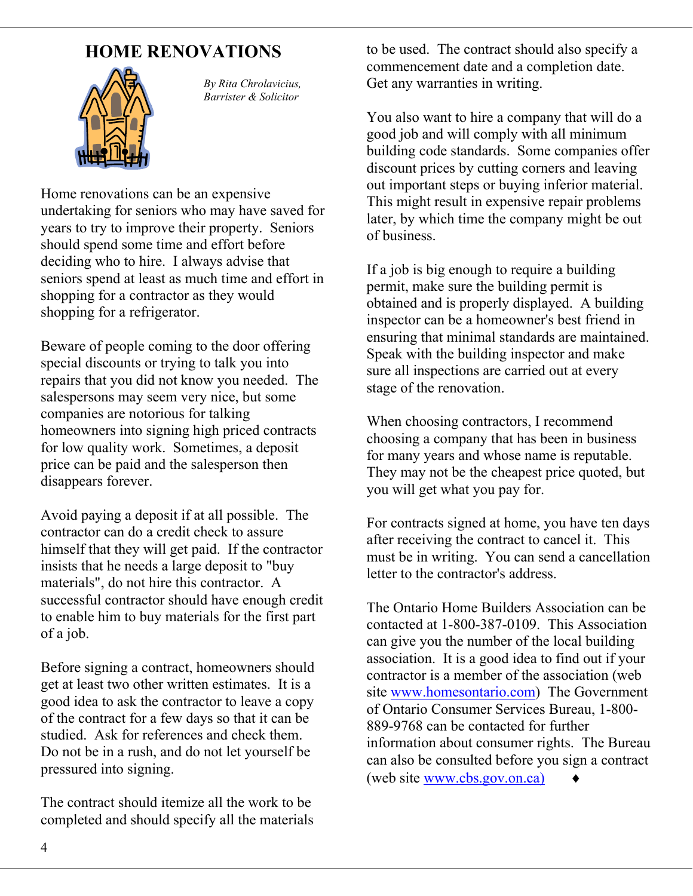# HOME RENOVATIONS

*By Rita Chrolavicius, Barrister & Solicitor*

Home renovations can be an expensive undertaking for seniors who may have saved for years to try to improve their property. Seniors should spend some time and effort before deciding who to hire. I always advise that seniors spend at least as much time and effort in shopping for a contractor as they would shopping for a refrigerator.

Beware of people coming to the door offering special discounts or trying to talk you into repairs that you did not know you needed. The salespersons may seem very nice, but some companies are notorious for talking homeowners into signing high priced contracts for low quality work. Sometimes, a deposit price can be paid and the salesperson then disappears forever.

Avoid paying a deposit if at all possible. The contractor can do a credit check to assure himself that they will get paid. If the contractor insists that he needs a large deposit to "buy materials", do not hire this contractor. A successful contractor should have enough credit to enable him to buy materials for the first part of a job.

Before signing a contract, homeowners should get at least two other written estimates. It is a good idea to ask the contractor to leave a copy of the contract for a few days so that it can be studied. Ask for references and check them. Do not be in a rush, and do not let yourself be pressured into signing.

The contract should itemize all the work to be completed and should specify all the materials to be used. The contract should also specify a commencement date and a completion date. Get any warranties in writing.

You also want to hire a company that will do a good job and will comply with all minimum building code standards. Some companies offer discount prices by cutting corners and leaving out important steps or buying inferior material. This might result in expensive repair problems later, by which time the company might be out of business.

If a job is big enough to require a building permit, make sure the building permit is obtained and is properly displayed. A building inspector can be a homeowner's best friend in ensuring that minimal standards are maintained. Speak with the building inspector and make sure all inspections are carried out at every stage of the renovation.

When choosing contractors, I recommend choosing a company that has been in business for many years and whose name is reputable. They may not be the cheapest price quoted, but you will get what you pay for.

For contracts signed at home, you have ten days after receiving the contract to cancel it. This must be in writing. You can send a cancellation letter to the contractor's address.

The Ontario Home Builders Association can be contacted at 1-800-387-0109. This Association can give you the number of the local building association. It is a good idea to find out if your contractor is a member of the association (web site www.homesontario.com) The Government of Ontario Consumer Services Bureau, 1-800-889-9768 can be contacted for further information about consumer rights. The Bureau can also be consulted before you sign a contract (web site www.cbs.gov.on.ca) ♦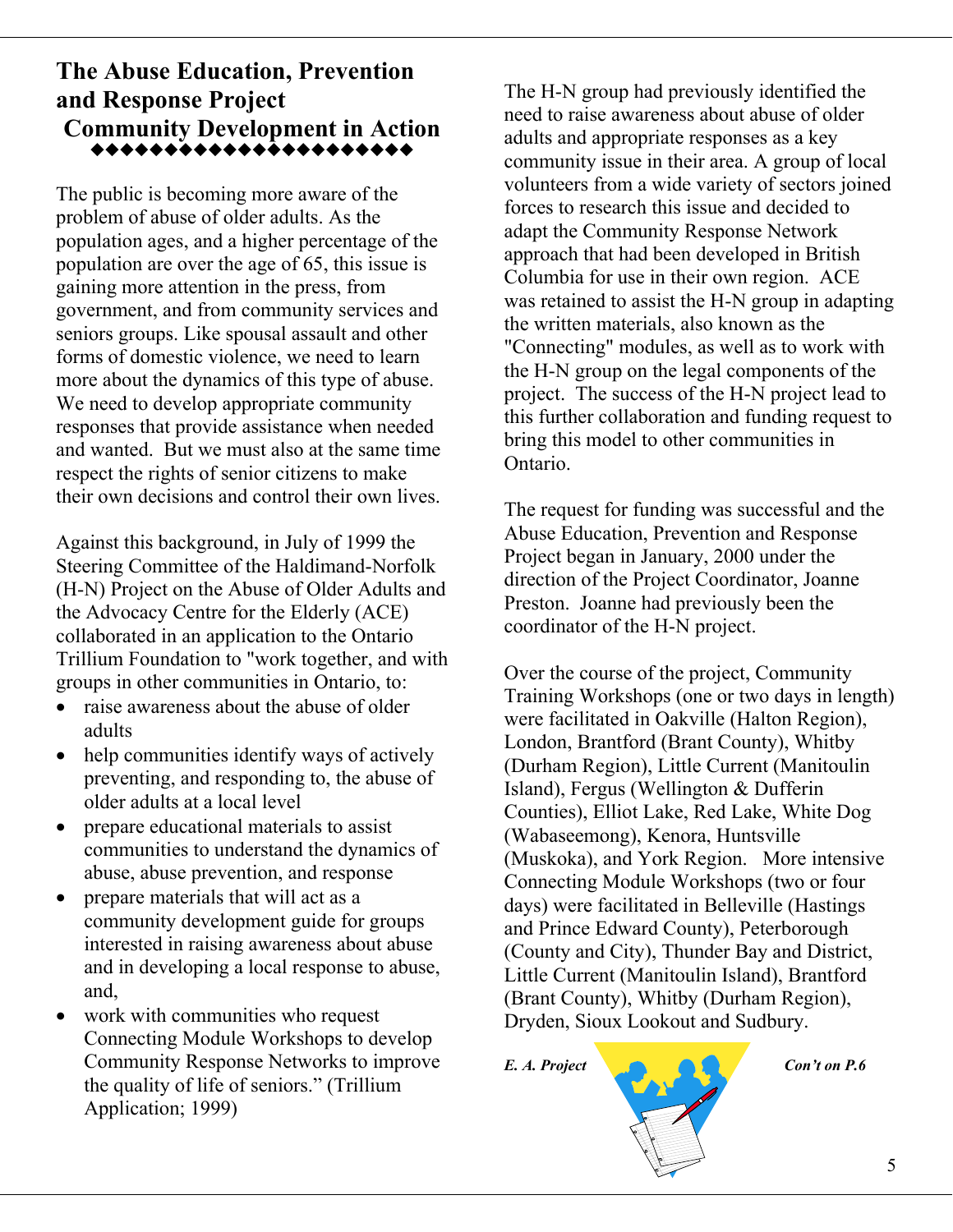# The Abuse Education, Prevention and Response Project
## Community Development in Action

◆◆◆◆◆◆◆◆◆◆◆◆◆◆◆◆◆◆◆◆◆

The public is becoming more aware of the problem of abuse of older adults. As the population ages, and a higher percentage of the population are over the age of 65, this issue is gaining more attention in the press, from government, and from community services and seniors groups. Like spousal assault and other forms of domestic violence, we need to learn more about the dynamics of this type of abuse. We need to develop appropriate community responses that provide assistance when needed and wanted. But we must also at the same time respect the rights of senior citizens to make their own decisions and control their own lives.

Against this background, in July of 1999 the Steering Committee of the Haldimand-Norfolk (H-N) Project on the Abuse of Older Adults and the Advocacy Centre for the Elderly (ACE) collaborated in an application to the Ontario Trillium Foundation to "work together, and with groups in other communities in Ontario, to:

- raise awareness about the abuse of older adults
- help communities identify ways of actively preventing, and responding to, the abuse of older adults at a local level
- prepare educational materials to assist communities to understand the dynamics of abuse, abuse prevention, and response
- prepare materials that will act as a community development guide for groups interested in raising awareness about abuse and in developing a local response to abuse, and,
- work with communities who request Connecting Module Workshops to develop Community Response Networks to improve the quality of life of seniors." (Trillium Application; 1999)

The H-N group had previously identified the need to raise awareness about abuse of older adults and appropriate responses as a key community issue in their area. A group of local volunteers from a wide variety of sectors joined forces to research this issue and decided to adapt the Community Response Network approach that had been developed in British Columbia for use in their own region. ACE was retained to assist the H-N group in adapting the written materials, also known as the "Connecting" modules, as well as to work with the H-N group on the legal components of the project. The success of the H-N project lead to this further collaboration and funding request to bring this model to other communities in Ontario.

The request for funding was successful and the Abuse Education, Prevention and Response Project began in January, 2000 under the direction of the Project Coordinator, Joanne Preston. Joanne had previously been the coordinator of the H-N project.

Over the course of the project, Community Training Workshops (one or two days in length) were facilitated in Oakville (Halton Region), London, Brantford (Brant County), Whitby (Durham Region), Little Current (Manitoulin Island), Fergus (Wellington & Dufferin Counties), Elliot Lake, Red Lake, White Dog (Wabaseemong), Kenora, Huntsville (Muskoka), and York Region. More intensive Connecting Module Workshops (two or four days) were facilitated in Belleville (Hastings and Prince Edward County), Peterborough (County and City), Thunder Bay and District, Little Current (Manitoulin Island), Brantford (Brant County), Whitby (Durham Region), Dryden, Sioux Lookout and Sudbury.

*E. A. Project* — *Con't on P.6*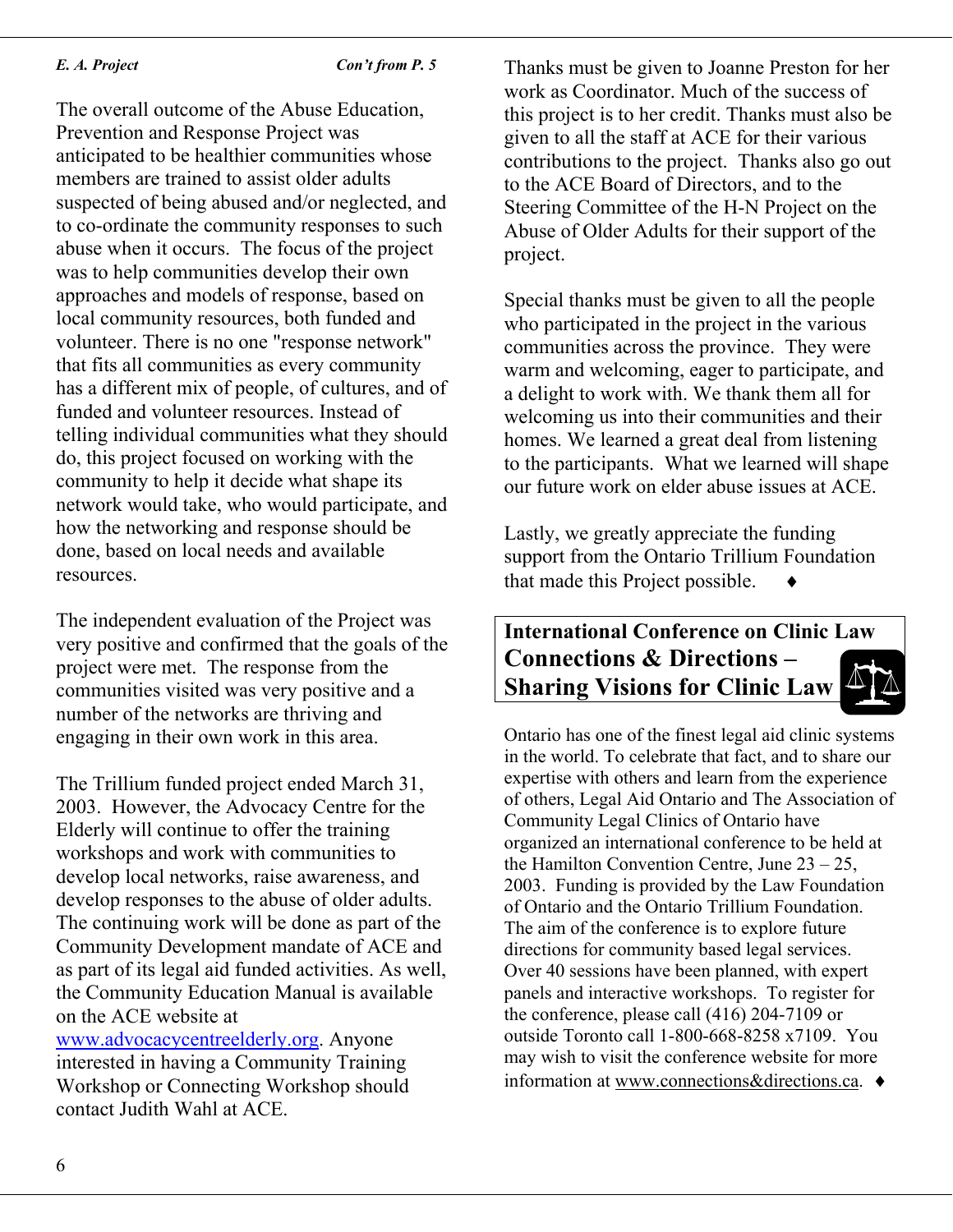*E. A. Project* *Con't from P. 5*

The overall outcome of the Abuse Education, Prevention and Response Project was anticipated to be healthier communities whose members are trained to assist older adults suspected of being abused and/or neglected, and to co-ordinate the community responses to such abuse when it occurs. The focus of the project was to help communities develop their own approaches and models of response, based on local community resources, both funded and volunteer. There is no one "response network" that fits all communities as every community has a different mix of people, of cultures, and of funded and volunteer resources. Instead of telling individual communities what they should do, this project focused on working with the community to help it decide what shape its network would take, who would participate, and how the networking and response should be done, based on local needs and available resources.

The independent evaluation of the Project was very positive and confirmed that the goals of the project were met. The response from the communities visited was very positive and a number of the networks are thriving and engaging in their own work in this area.

The Trillium funded project ended March 31, 2003. However, the Advocacy Centre for the Elderly will continue to offer the training workshops and work with communities to develop local networks, raise awareness, and develop responses to the abuse of older adults. The continuing work will be done as part of the Community Development mandate of ACE and as part of its legal aid funded activities. As well, the Community Education Manual is available on the ACE website at www.advocacycentreelderly.org. Anyone interested in having a Community Training Workshop or Connecting Workshop should contact Judith Wahl at ACE.

Thanks must be given to Joanne Preston for her work as Coordinator. Much of the success of this project is to her credit. Thanks must also be given to all the staff at ACE for their various contributions to the project. Thanks also go out to the ACE Board of Directors, and to the Steering Committee of the H-N Project on the Abuse of Older Adults for their support of the project.

Special thanks must be given to all the people who participated in the project in the various communities across the province. They were warm and welcoming, eager to participate, and a delight to work with. We thank them all for welcoming us into their communities and their homes. We learned a great deal from listening to the participants. What we learned will shape our future work on elder abuse issues at ACE.

Lastly, we greatly appreciate the funding support from the Ontario Trillium Foundation that made this Project possible. ♦

## International Conference on Clinic Law Connections & Directions – Sharing Visions for Clinic Law

Ontario has one of the finest legal aid clinic systems in the world. To celebrate that fact, and to share our expertise with others and learn from the experience of others, Legal Aid Ontario and The Association of Community Legal Clinics of Ontario have organized an international conference to be held at the Hamilton Convention Centre, June 23 – 25, 2003. Funding is provided by the Law Foundation of Ontario and the Ontario Trillium Foundation. The aim of the conference is to explore future directions for community based legal services. Over 40 sessions have been planned, with expert panels and interactive workshops. To register for the conference, please call (416) 204-7109 or outside Toronto call 1-800-668-8258 x7109. You may wish to visit the conference website for more information at www.connections&directions.ca. ♦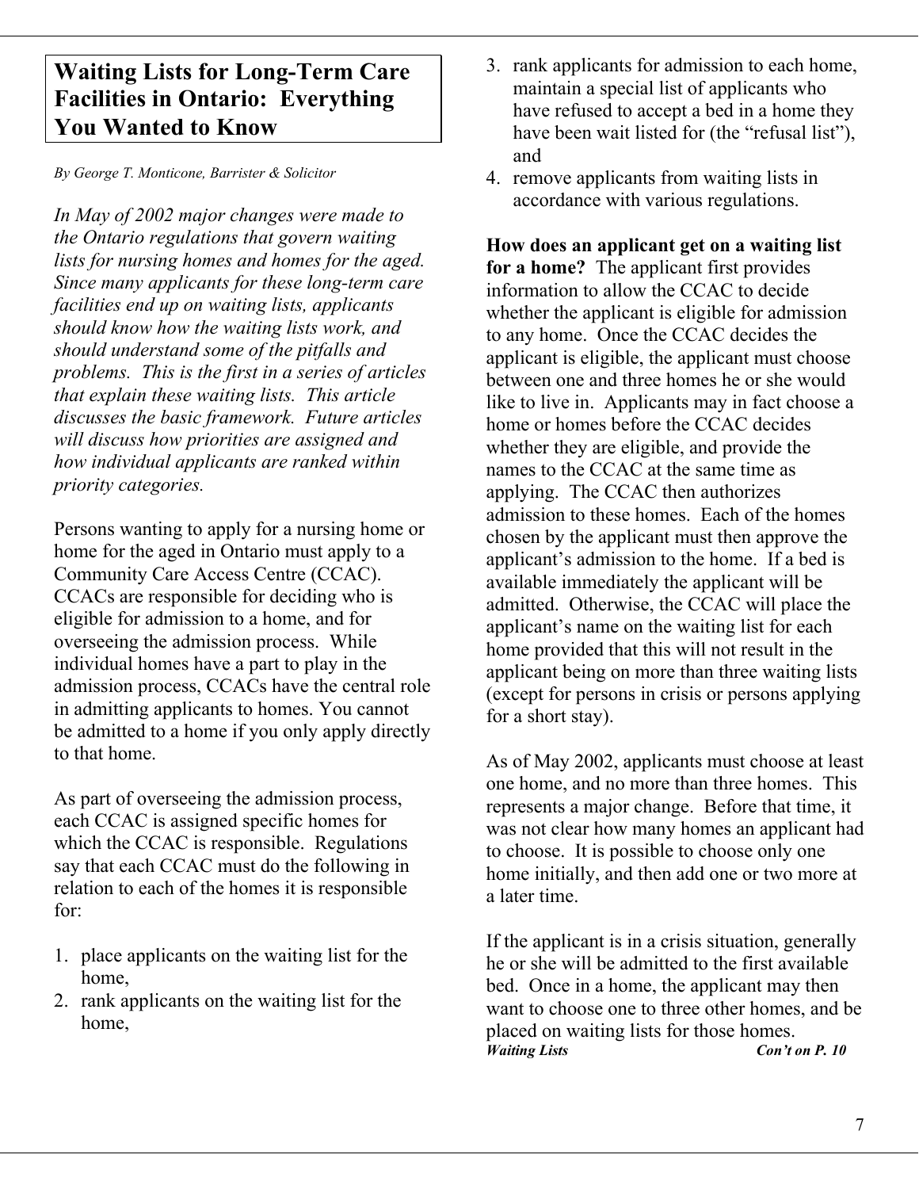# Waiting Lists for Long-Term Care Facilities in Ontario: Everything You Wanted to Know

*By George T. Monticone, Barrister & Solicitor*

*In May of 2002 major changes were made to the Ontario regulations that govern waiting lists for nursing homes and homes for the aged. Since many applicants for these long-term care facilities end up on waiting lists, applicants should know how the waiting lists work, and should understand some of the pitfalls and problems. This is the first in a series of articles that explain these waiting lists. This article discusses the basic framework. Future articles will discuss how priorities are assigned and how individual applicants are ranked within priority categories.*

Persons wanting to apply for a nursing home or home for the aged in Ontario must apply to a Community Care Access Centre (CCAC). CCACs are responsible for deciding who is eligible for admission to a home, and for overseeing the admission process. While individual homes have a part to play in the admission process, CCACs have the central role in admitting applicants to homes. You cannot be admitted to a home if you only apply directly to that home.

As part of overseeing the admission process, each CCAC is assigned specific homes for which the CCAC is responsible. Regulations say that each CCAC must do the following in relation to each of the homes it is responsible for:

1. place applicants on the waiting list for the home,
2. rank applicants on the waiting list for the home,
3. rank applicants for admission to each home, maintain a special list of applicants who have refused to accept a bed in a home they have been wait listed for (the "refusal list"), and
4. remove applicants from waiting lists in accordance with various regulations.

**How does an applicant get on a waiting list for a home?** The applicant first provides information to allow the CCAC to decide whether the applicant is eligible for admission to any home. Once the CCAC decides the applicant is eligible, the applicant must choose between one and three homes he or she would like to live in. Applicants may in fact choose a home or homes before the CCAC decides whether they are eligible, and provide the names to the CCAC at the same time as applying. The CCAC then authorizes admission to these homes. Each of the homes chosen by the applicant must then approve the applicant's admission to the home. If a bed is available immediately the applicant will be admitted. Otherwise, the CCAC will place the applicant's name on the waiting list for each home provided that this will not result in the applicant being on more than three waiting lists (except for persons in crisis or persons applying for a short stay).

As of May 2002, applicants must choose at least one home, and no more than three homes. This represents a major change. Before that time, it was not clear how many homes an applicant had to choose. It is possible to choose only one home initially, and then add one or two more at a later time.

If the applicant is in a crisis situation, generally he or she will be admitted to the first available bed. Once in a home, the applicant may then want to choose one to three other homes, and be placed on waiting lists for those homes.

***Waiting Lists*** ***Con't on P. 10***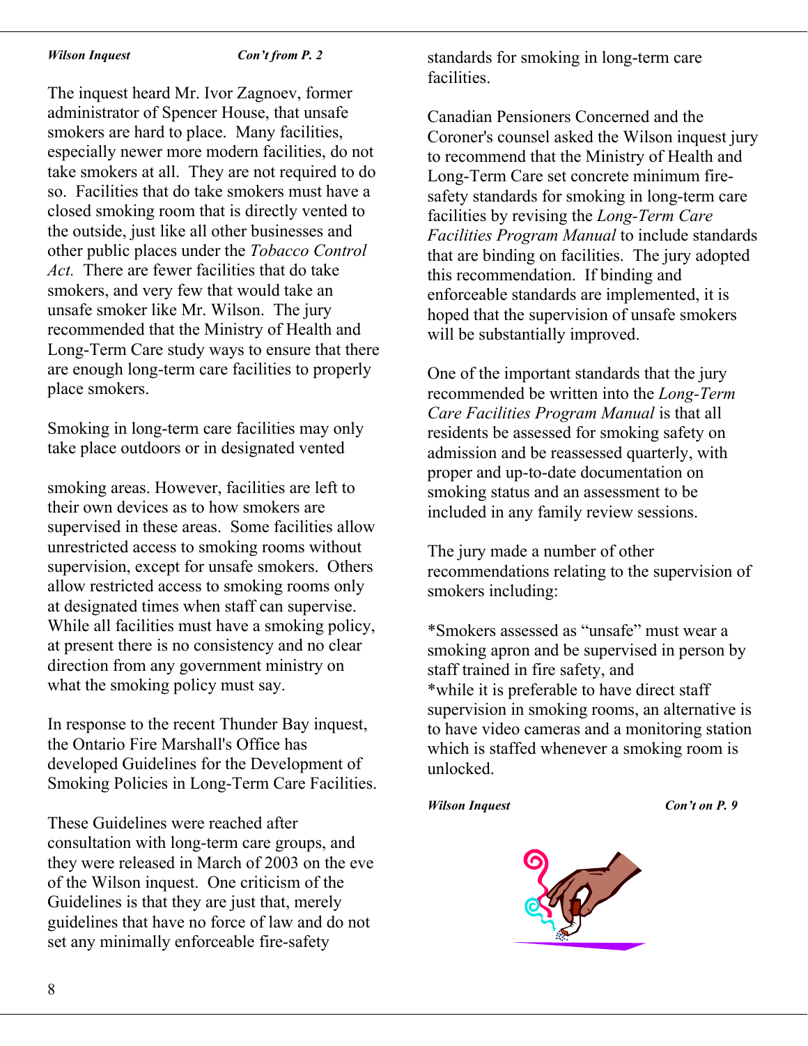*Wilson Inquest* *Con't from P. 2*

The inquest heard Mr. Ivor Zagnoev, former administrator of Spencer House, that unsafe smokers are hard to place. Many facilities, especially newer more modern facilities, do not take smokers at all. They are not required to do so. Facilities that do take smokers must have a closed smoking room that is directly vented to the outside, just like all other businesses and other public places under the *Tobacco Control Act.* There are fewer facilities that do take smokers, and very few that would take an unsafe smoker like Mr. Wilson. The jury recommended that the Ministry of Health and Long-Term Care study ways to ensure that there are enough long-term care facilities to properly place smokers.

Smoking in long-term care facilities may only take place outdoors or in designated vented smoking areas. However, facilities are left to their own devices as to how smokers are supervised in these areas. Some facilities allow unrestricted access to smoking rooms without supervision, except for unsafe smokers. Others allow restricted access to smoking rooms only at designated times when staff can supervise. While all facilities must have a smoking policy, at present there is no consistency and no clear direction from any government ministry on what the smoking policy must say.

In response to the recent Thunder Bay inquest, the Ontario Fire Marshall's Office has developed Guidelines for the Development of Smoking Policies in Long-Term Care Facilities.

These Guidelines were reached after consultation with long-term care groups, and they were released in March of 2003 on the eve of the Wilson inquest. One criticism of the Guidelines is that they are just that, merely guidelines that have no force of law and do not set any minimally enforceable fire-safety standards for smoking in long-term care facilities.

Canadian Pensioners Concerned and the Coroner's counsel asked the Wilson inquest jury to recommend that the Ministry of Health and Long-Term Care set concrete minimum fire-safety standards for smoking in long-term care facilities by revising the *Long-Term Care Facilities Program Manual* to include standards that are binding on facilities. The jury adopted this recommendation. If binding and enforceable standards are implemented, it is hoped that the supervision of unsafe smokers will be substantially improved.

One of the important standards that the jury recommended be written into the *Long-Term Care Facilities Program Manual* is that all residents be assessed for smoking safety on admission and be reassessed quarterly, with proper and up-to-date documentation on smoking status and an assessment to be included in any family review sessions.

The jury made a number of other recommendations relating to the supervision of smokers including:

*Smokers assessed as "unsafe" must wear a smoking apron and be supervised in person by staff trained in fire safety, and
*while it is preferable to have direct staff supervision in smoking rooms, an alternative is to have video cameras and a monitoring station which is staffed whenever a smoking room is unlocked.

*Wilson Inquest* *Con't on P. 9*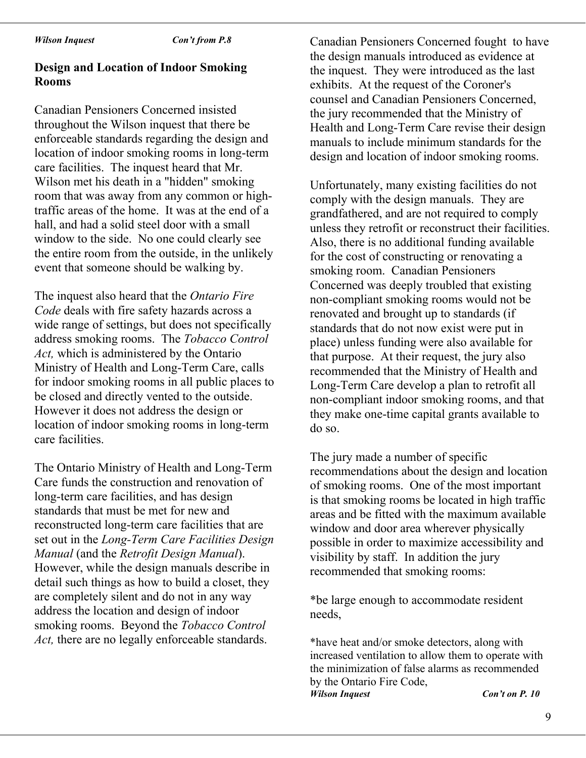*Wilson Inquest* *Con't from P.8*

## Design and Location of Indoor Smoking Rooms

Canadian Pensioners Concerned insisted throughout the Wilson inquest that there be enforceable standards regarding the design and location of indoor smoking rooms in long-term care facilities. The inquest heard that Mr. Wilson met his death in a "hidden" smoking room that was away from any common or high-traffic areas of the home. It was at the end of a hall, and had a solid steel door with a small window to the side. No one could clearly see the entire room from the outside, in the unlikely event that someone should be walking by.

The inquest also heard that the *Ontario Fire Code* deals with fire safety hazards across a wide range of settings, but does not specifically address smoking rooms. The *Tobacco Control Act,* which is administered by the Ontario Ministry of Health and Long-Term Care, calls for indoor smoking rooms in all public places to be closed and directly vented to the outside. However it does not address the design or location of indoor smoking rooms in long-term care facilities.

The Ontario Ministry of Health and Long-Term Care funds the construction and renovation of long-term care facilities, and has design standards that must be met for new and reconstructed long-term care facilities that are set out in the *Long-Term Care Facilities Design Manual* (and the *Retrofit Design Manual*). However, while the design manuals describe in detail such things as how to build a closet, they are completely silent and do not in any way address the location and design of indoor smoking rooms. Beyond the *Tobacco Control Act,* there are no legally enforceable standards.

Canadian Pensioners Concerned fought to have the design manuals introduced as evidence at the inquest. They were introduced as the last exhibits. At the request of the Coroner's counsel and Canadian Pensioners Concerned, the jury recommended that the Ministry of Health and Long-Term Care revise their design manuals to include minimum standards for the design and location of indoor smoking rooms.

Unfortunately, many existing facilities do not comply with the design manuals. They are grandfathered, and are not required to comply unless they retrofit or reconstruct their facilities. Also, there is no additional funding available for the cost of constructing or renovating a smoking room. Canadian Pensioners Concerned was deeply troubled that existing non-compliant smoking rooms would not be renovated and brought up to standards (if standards that do not now exist were put in place) unless funding were also available for that purpose. At their request, the jury also recommended that the Ministry of Health and Long-Term Care develop a plan to retrofit all non-compliant indoor smoking rooms, and that they make one-time capital grants available to do so.

The jury made a number of specific recommendations about the design and location of smoking rooms. One of the most important is that smoking rooms be located in high traffic areas and be fitted with the maximum available window and door area wherever physically possible in order to maximize accessibility and visibility by staff. In addition the jury recommended that smoking rooms:

*be large enough to accommodate resident needs,

*have heat and/or smoke detectors, along with increased ventilation to allow them to operate with the minimization of false alarms as recommended by the Ontario Fire Code,

*Wilson Inquest* *Con't on P. 10*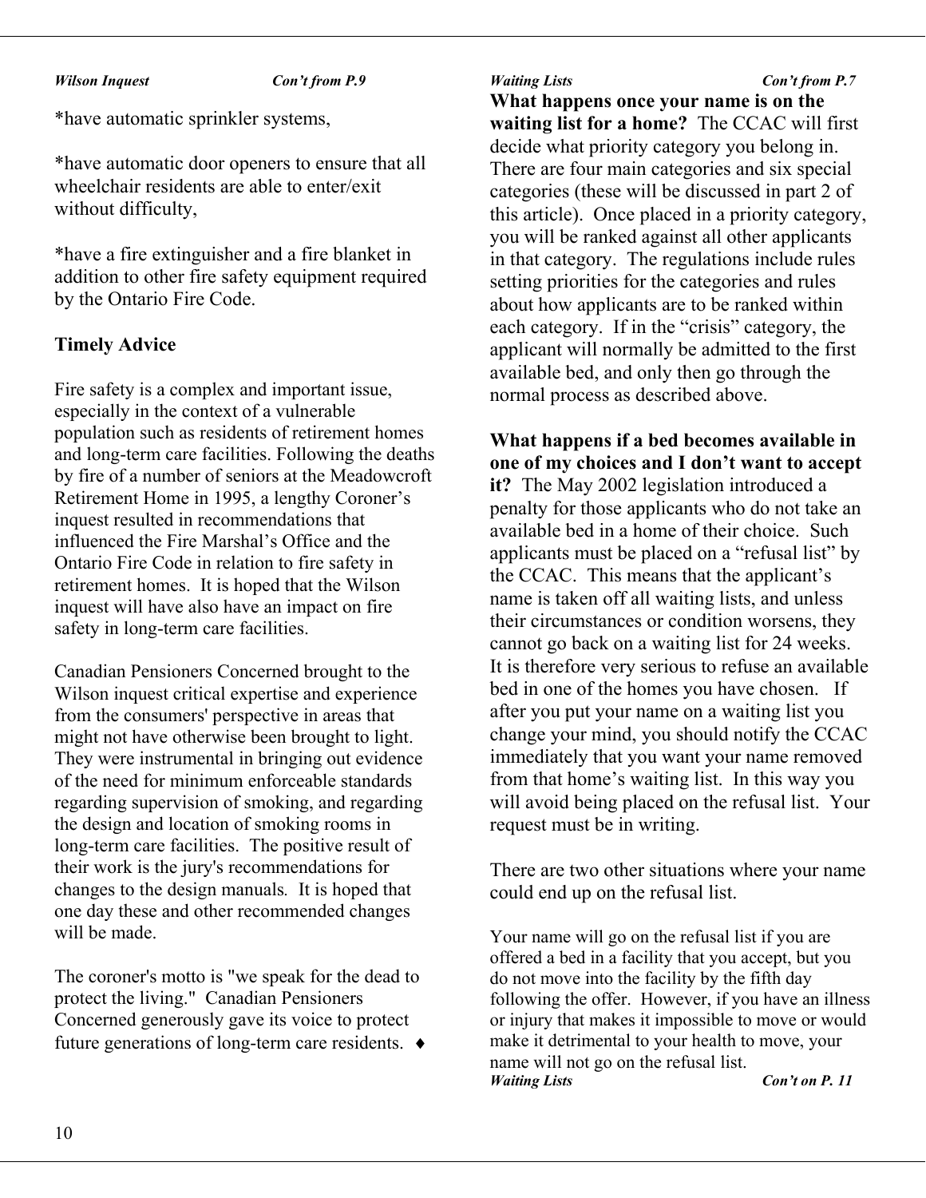*Wilson Inquest* *Con't from P.9*

*have automatic sprinkler systems,

*have automatic door openers to ensure that all wheelchair residents are able to enter/exit without difficulty,

*have a fire extinguisher and a fire blanket in addition to other fire safety equipment required by the Ontario Fire Code.

**Timely Advice**

Fire safety is a complex and important issue, especially in the context of a vulnerable population such as residents of retirement homes and long-term care facilities. Following the deaths by fire of a number of seniors at the Meadowcroft Retirement Home in 1995, a lengthy Coroner's inquest resulted in recommendations that influenced the Fire Marshal's Office and the Ontario Fire Code in relation to fire safety in retirement homes. It is hoped that the Wilson inquest will have also have an impact on fire safety in long-term care facilities.

Canadian Pensioners Concerned brought to the Wilson inquest critical expertise and experience from the consumers' perspective in areas that might not have otherwise been brought to light. They were instrumental in bringing out evidence of the need for minimum enforceable standards regarding supervision of smoking, and regarding the design and location of smoking rooms in long-term care facilities. The positive result of their work is the jury's recommendations for changes to the design manuals. It is hoped that one day these and other recommended changes will be made.

The coroner's motto is "we speak for the dead to protect the living." Canadian Pensioners Concerned generously gave its voice to protect future generations of long-term care residents. ♦

*Waiting Lists* *Con't from P.7*

**What happens once your name is on the waiting list for a home?** The CCAC will first decide what priority category you belong in. There are four main categories and six special categories (these will be discussed in part 2 of this article). Once placed in a priority category, you will be ranked against all other applicants in that category. The regulations include rules setting priorities for the categories and rules about how applicants are to be ranked within each category. If in the "crisis" category, the applicant will normally be admitted to the first available bed, and only then go through the normal process as described above.

**What happens if a bed becomes available in one of my choices and I don't want to accept it?** The May 2002 legislation introduced a penalty for those applicants who do not take an available bed in a home of their choice. Such applicants must be placed on a "refusal list" by the CCAC. This means that the applicant's name is taken off all waiting lists, and unless their circumstances or condition worsens, they cannot go back on a waiting list for 24 weeks. It is therefore very serious to refuse an available bed in one of the homes you have chosen. If after you put your name on a waiting list you change your mind, you should notify the CCAC immediately that you want your name removed from that home's waiting list. In this way you will avoid being placed on the refusal list. Your request must be in writing.

There are two other situations where your name could end up on the refusal list.

Your name will go on the refusal list if you are offered a bed in a facility that you accept, but you do not move into the facility by the fifth day following the offer. However, if you have an illness or injury that makes it impossible to move or would make it detrimental to your health to move, your name will not go on the refusal list.

*Waiting Lists* *Con't on P. 11*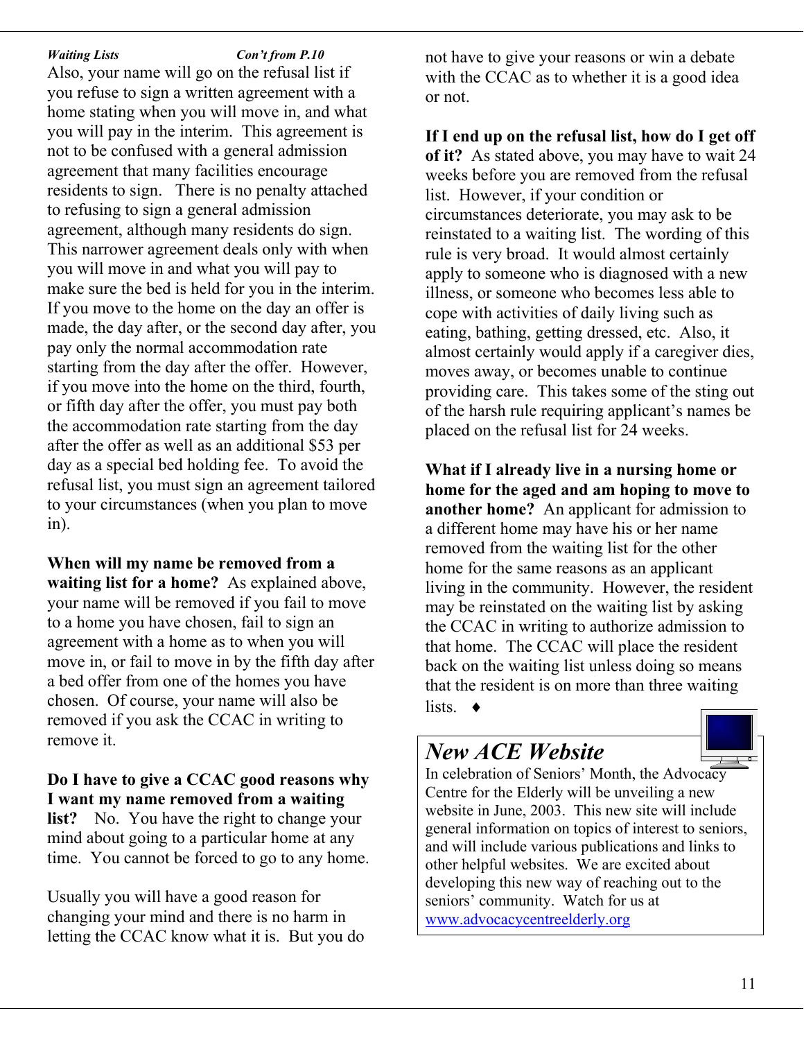*Waiting Lists* *Con't from P.10*

Also, your name will go on the refusal list if you refuse to sign a written agreement with a home stating when you will move in, and what you will pay in the interim. This agreement is not to be confused with a general admission agreement that many facilities encourage residents to sign. There is no penalty attached to refusing to sign a general admission agreement, although many residents do sign. This narrower agreement deals only with when you will move in and what you will pay to make sure the bed is held for you in the interim. If you move to the home on the day an offer is made, the day after, or the second day after, you pay only the normal accommodation rate starting from the day after the offer. However, if you move into the home on the third, fourth, or fifth day after the offer, you must pay both the accommodation rate starting from the day after the offer as well as an additional $53 per day as a special bed holding fee. To avoid the refusal list, you must sign an agreement tailored to your circumstances (when you plan to move in).

**When will my name be removed from a waiting list for a home?** As explained above, your name will be removed if you fail to move to a home you have chosen, fail to sign an agreement with a home as to when you will move in, or fail to move in by the fifth day after a bed offer from one of the homes you have chosen. Of course, your name will also be removed if you ask the CCAC in writing to remove it.

**Do I have to give a CCAC good reasons why I want my name removed from a waiting list?** No. You have the right to change your mind about going to a particular home at any time. You cannot be forced to go to any home.

Usually you will have a good reason for changing your mind and there is no harm in letting the CCAC know what it is. But you do not have to give your reasons or win a debate with the CCAC as to whether it is a good idea or not.

**If I end up on the refusal list, how do I get off of it?** As stated above, you may have to wait 24 weeks before you are removed from the refusal list. However, if your condition or circumstances deteriorate, you may ask to be reinstated to a waiting list. The wording of this rule is very broad. It would almost certainly apply to someone who is diagnosed with a new illness, or someone who becomes less able to cope with activities of daily living such as eating, bathing, getting dressed, etc. Also, it almost certainly would apply if a caregiver dies, moves away, or becomes unable to continue providing care. This takes some of the sting out of the harsh rule requiring applicant's names be placed on the refusal list for 24 weeks.

**What if I already live in a nursing home or home for the aged and am hoping to move to another home?** An applicant for admission to a different home may have his or her name removed from the waiting list for the other home for the same reasons as an applicant living in the community. However, the resident may be reinstated on the waiting list by asking the CCAC in writing to authorize admission to that home. The CCAC will place the resident back on the waiting list unless doing so means that the resident is on more than three waiting lists. ♦

## *New ACE Website*

In celebration of Seniors' Month, the Advocacy Centre for the Elderly will be unveiling a new website in June, 2003. This new site will include general information on topics of interest to seniors, and will include various publications and links to other helpful websites. We are excited about developing this new way of reaching out to the seniors' community. Watch for us at www.advocacycentreelderly.org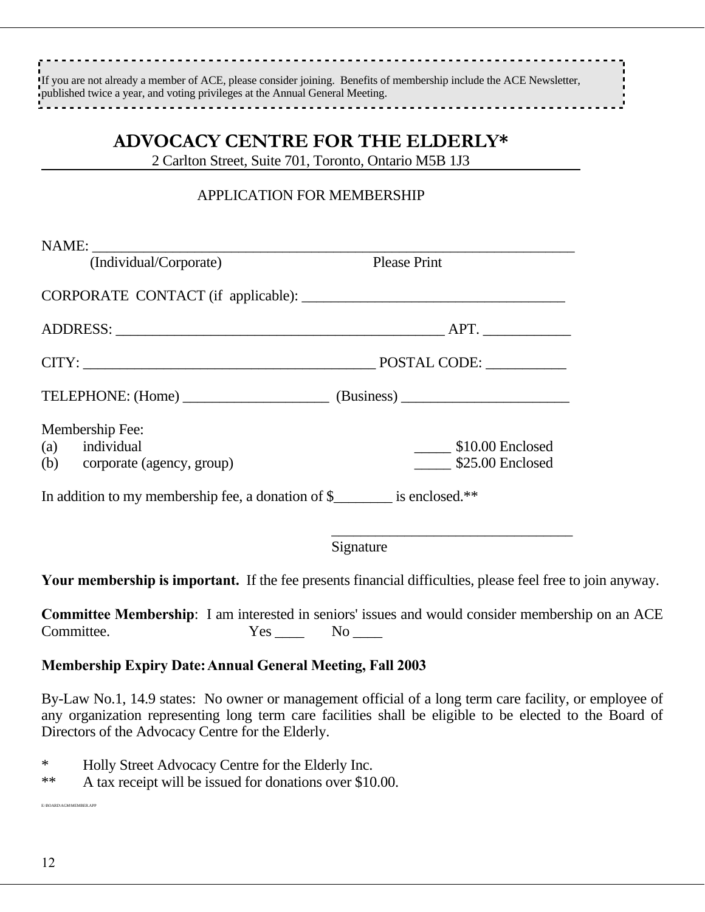If you are not already a member of ACE, please consider joining. Benefits of membership include the ACE Newsletter, published twice a year, and voting privileges at the Annual General Meeting.

# ADVOCACY CENTRE FOR THE ELDERLY*

2 Carlton Street, Suite 701, Toronto, Ontario M5B 1J3

## APPLICATION FOR MEMBERSHIP

NAME: ______________________________________________________________________

(Individual/Corporate) Please Print

CORPORATE CONTACT (if applicable): ____________________________________

ADDRESS: ______________________________________________ APT. ____________

CITY: _________________________________________ POSTAL CODE: ___________

TELEPHONE: (Home) ____________________ (Business) _______________________

Membership Fee:

(a) individual _____ $10.00 Enclosed

(b) corporate (agency, group) _____ $25.00 Enclosed

In addition to my membership fee, a donation of $________ is enclosed.**

_________________________________

Signature

**Your membership is important.** If the fee presents financial difficulties, please feel free to join anyway.

**Committee Membership**: I am interested in seniors' issues and would consider membership on an ACE Committee. Yes ____ No ____

**Membership Expiry Date: Annual General Meeting, Fall 2003**

By-Law No.1, 14.9 states: No owner or management official of a long term care facility, or employee of any organization representing long term care facilities shall be eligible to be elected to the Board of Directors of the Advocacy Centre for the Elderly.

* Holly Street Advocacy Centre for the Elderly Inc.

** A tax receipt will be issued for donations over $10.00.

E:\BOARD\AGM\MEMBER.APP